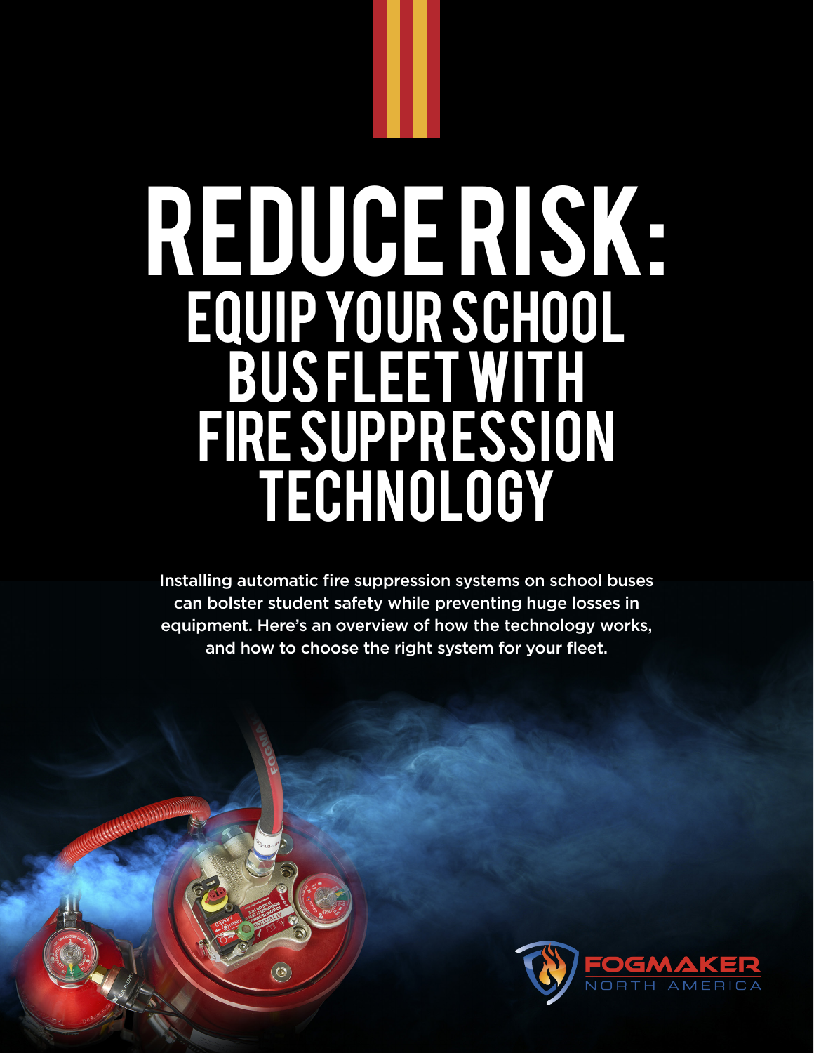# REDUCE RISK:

## EQUIP YOUR SCHOOL BUS FLEET WITH FIRE SUPPRESSION TECHNOLOGY

Installing automatic fire suppression systems on school buses can bolster student safety while preventing huge losses in equipment. Here's an overview of how the technology works, and how to choose the right system for your fleet.

FOGMAKER NORTH AMERICA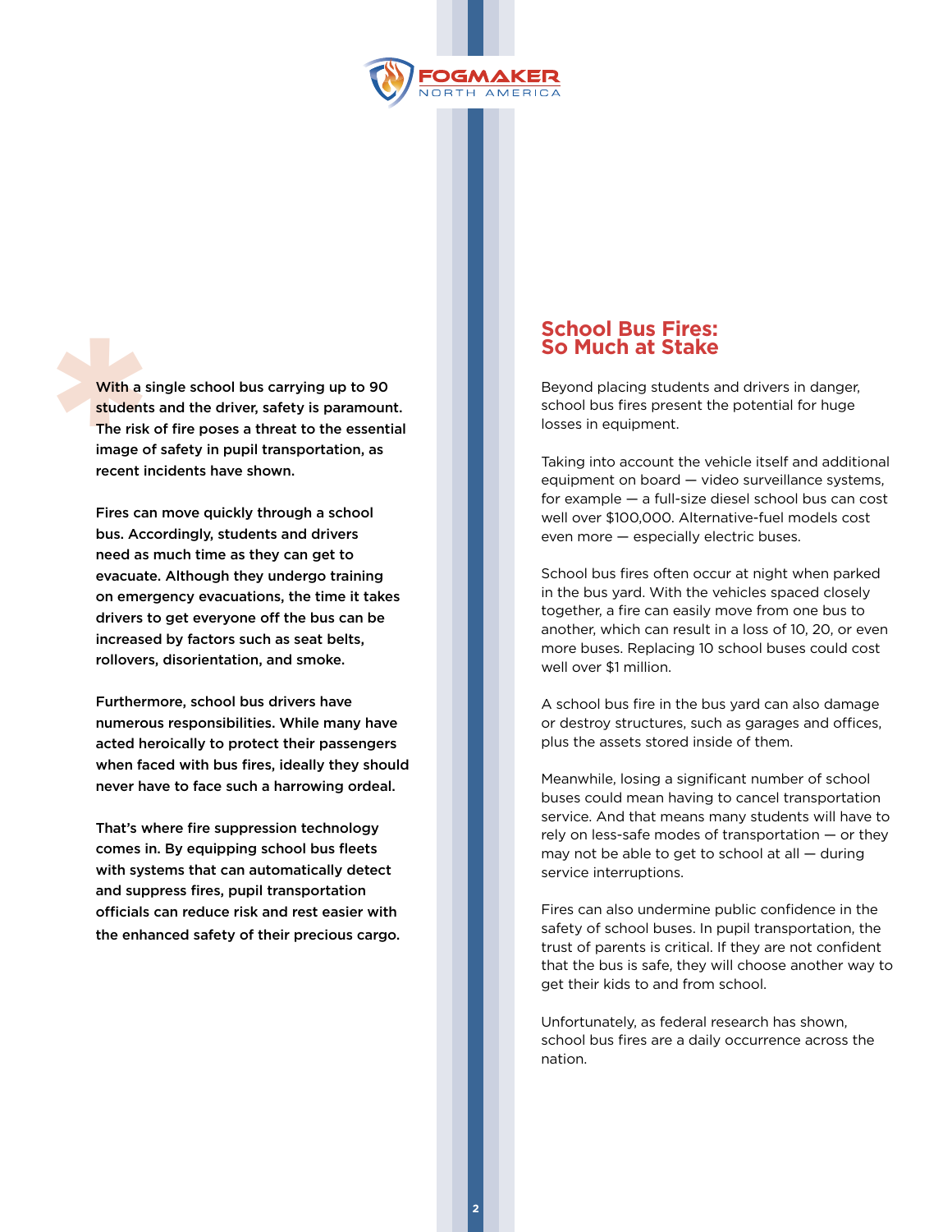**With a single school bus carrying up to 90 students and the driver, safety is paramount. The risk of fire poses a threat to the essential image of safety in pupil transportation, as recent incidents have shown.**

**Fires can move quickly through a school bus. Accordingly, students and drivers need as much time as they can get to evacuate. Although they undergo training on emergency evacuations, the time it takes drivers to get everyone off the bus can be increased by factors such as seat belts, rollovers, disorientation, and smoke.**

**Furthermore, school bus drivers have numerous responsibilities. While many have acted heroically to protect their passengers when faced with bus fires, ideally they should never have to face such a harrowing ordeal.**

**That's where fire suppression technology comes in. By equipping school bus fleets with systems that can automatically detect and suppress fires, pupil transportation officials can reduce risk and rest easier with the enhanced safety of their precious cargo.**

## School Bus Fires: So Much at Stake

Beyond placing students and drivers in danger, school bus fires present the potential for huge losses in equipment.

Taking into account the vehicle itself and additional equipment on board — video surveillance systems, for example — a full-size diesel school bus can cost well over $100,000. Alternative-fuel models cost even more — especially electric buses.

School bus fires often occur at night when parked in the bus yard. With the vehicles spaced closely together, a fire can easily move from one bus to another, which can result in a loss of 10, 20, or even more buses. Replacing 10 school buses could cost well over $1 million.

A school bus fire in the bus yard can also damage or destroy structures, such as garages and offices, plus the assets stored inside of them.

Meanwhile, losing a significant number of school buses could mean having to cancel transportation service. And that means many students will have to rely on less-safe modes of transportation — or they may not be able to get to school at all — during service interruptions.

Fires can also undermine public confidence in the safety of school buses. In pupil transportation, the trust of parents is critical. If they are not confident that the bus is safe, they will choose another way to get their kids to and from school.

Unfortunately, as federal research has shown, school bus fires are a daily occurrence across the nation.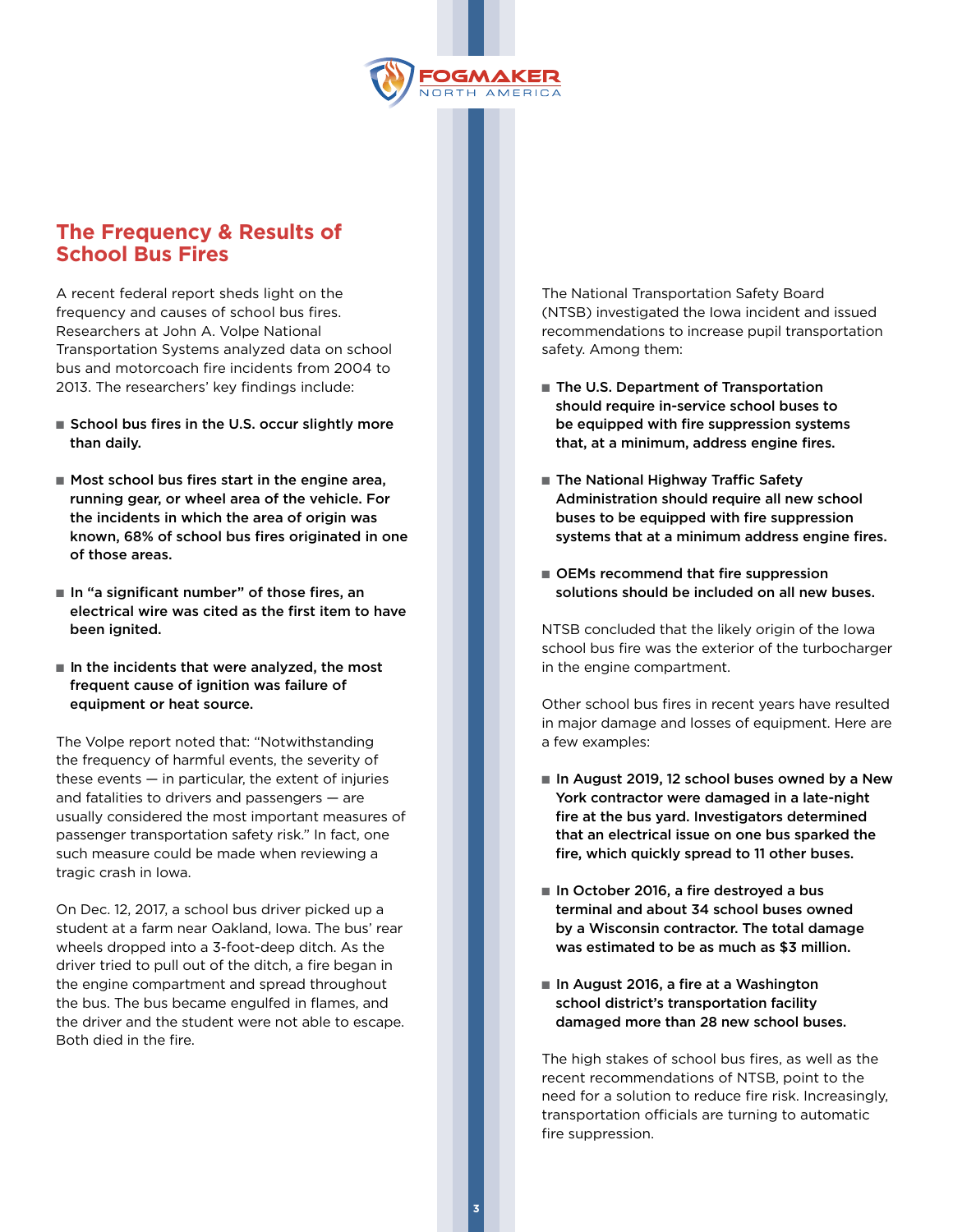## The Frequency & Results of School Bus Fires

A recent federal report sheds light on the frequency and causes of school bus fires. Researchers at John A. Volpe National Transportation Systems analyzed data on school bus and motorcoach fire incidents from 2004 to 2013. The researchers' key findings include:

- **School bus fires in the U.S. occur slightly more than daily.**
- **Most school bus fires start in the engine area, running gear, or wheel area of the vehicle. For the incidents in which the area of origin was known, 68% of school bus fires originated in one of those areas.**
- **In "a significant number" of those fires, an electrical wire was cited as the first item to have been ignited.**
- **In the incidents that were analyzed, the most frequent cause of ignition was failure of equipment or heat source.**

The Volpe report noted that: "Notwithstanding the frequency of harmful events, the severity of these events — in particular, the extent of injuries and fatalities to drivers and passengers — are usually considered the most important measures of passenger transportation safety risk." In fact, one such measure could be made when reviewing a tragic crash in Iowa.

On Dec. 12, 2017, a school bus driver picked up a student at a farm near Oakland, Iowa. The bus' rear wheels dropped into a 3-foot-deep ditch. As the driver tried to pull out of the ditch, a fire began in the engine compartment and spread throughout the bus. The bus became engulfed in flames, and the driver and the student were not able to escape. Both died in the fire.

The National Transportation Safety Board (NTSB) investigated the Iowa incident and issued recommendations to increase pupil transportation safety. Among them:

- **The U.S. Department of Transportation should require in-service school buses to be equipped with fire suppression systems that, at a minimum, address engine fires.**
- **The National Highway Traffic Safety Administration should require all new school buses to be equipped with fire suppression systems that at a minimum address engine fires.**
- **OEMs recommend that fire suppression solutions should be included on all new buses.**

NTSB concluded that the likely origin of the Iowa school bus fire was the exterior of the turbocharger in the engine compartment.

Other school bus fires in recent years have resulted in major damage and losses of equipment. Here are a few examples:

- **In August 2019, 12 school buses owned by a New York contractor were damaged in a late-night fire at the bus yard. Investigators determined that an electrical issue on one bus sparked the fire, which quickly spread to 11 other buses.**
- **In October 2016, a fire destroyed a bus terminal and about 34 school buses owned by a Wisconsin contractor. The total damage was estimated to be as much as $3 million.**
- **In August 2016, a fire at a Washington school district's transportation facility damaged more than 28 new school buses.**

The high stakes of school bus fires, as well as the recent recommendations of NTSB, point to the need for a solution to reduce fire risk. Increasingly, transportation officials are turning to automatic fire suppression.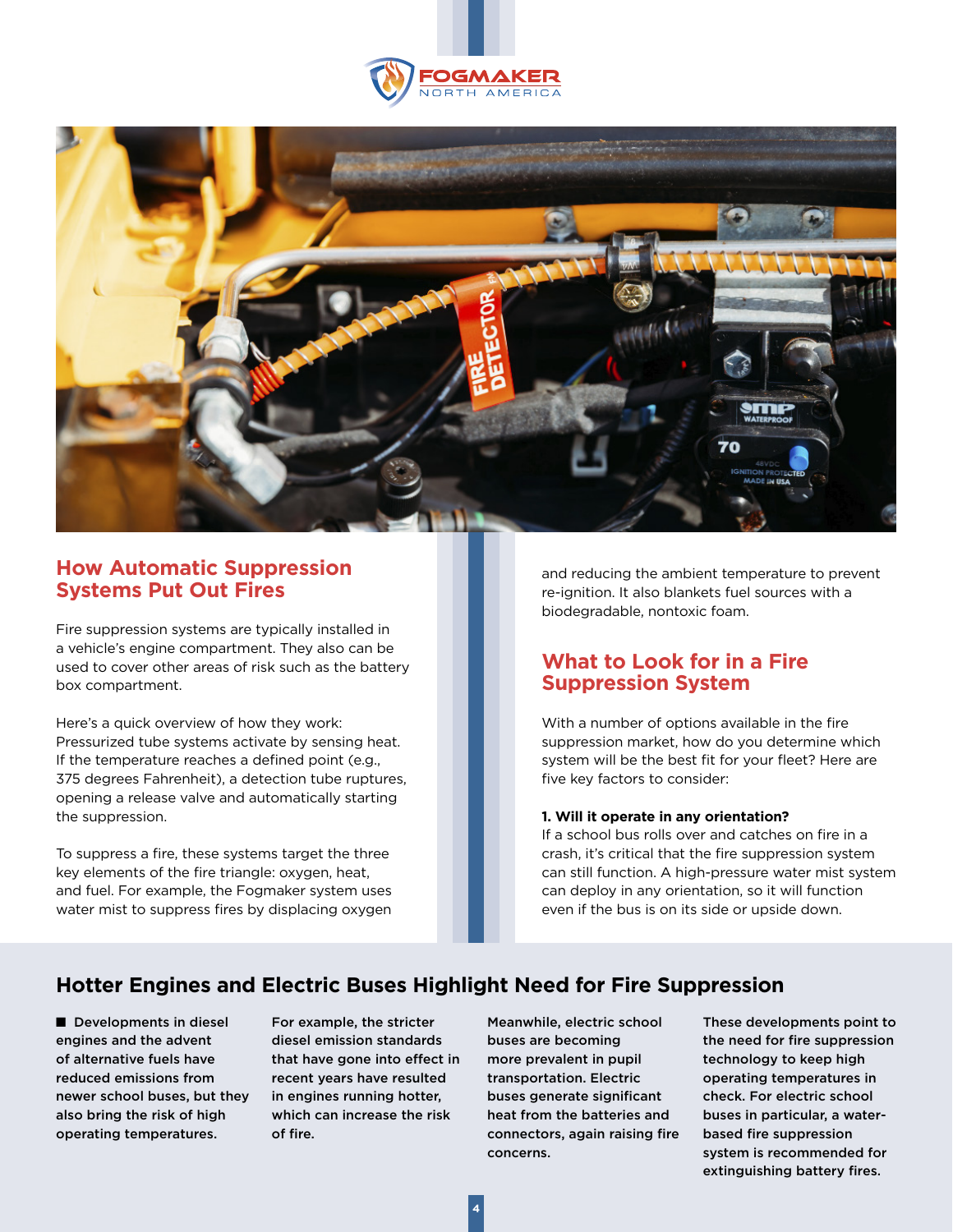## How Automatic Suppression Systems Put Out Fires

Fire suppression systems are typically installed in a vehicle's engine compartment. They also can be used to cover other areas of risk such as the battery box compartment.

Here's a quick overview of how they work: Pressurized tube systems activate by sensing heat. If the temperature reaches a defined point (e.g., 375 degrees Fahrenheit), a detection tube ruptures, opening a release valve and automatically starting the suppression.

To suppress a fire, these systems target the three key elements of the fire triangle: oxygen, heat, and fuel. For example, the Fogmaker system uses water mist to suppress fires by displacing oxygen and reducing the ambient temperature to prevent re-ignition. It also blankets fuel sources with a biodegradable, nontoxic foam.

## What to Look for in a Fire Suppression System

With a number of options available in the fire suppression market, how do you determine which system will be the best fit for your fleet? Here are five key factors to consider:

**1. Will it operate in any orientation?**

If a school bus rolls over and catches on fire in a crash, it's critical that the fire suppression system can still function. A high-pressure water mist system can deploy in any orientation, so it will function even if the bus is on its side or upside down.

## Hotter Engines and Electric Buses Highlight Need for Fire Suppression

**Developments in diesel engines and the advent of alternative fuels have reduced emissions from newer school buses, but they also bring the risk of high operating temperatures.**

**For example, the stricter diesel emission standards that have gone into effect in recent years have resulted in engines running hotter, which can increase the risk of fire.**

**Meanwhile, electric school buses are becoming more prevalent in pupil transportation. Electric buses generate significant heat from the batteries and connectors, again raising fire concerns.**

**These developments point to the need for fire suppression technology to keep high operating temperatures in check. For electric school buses in particular, a water-based fire suppression system is recommended for extinguishing battery fires.**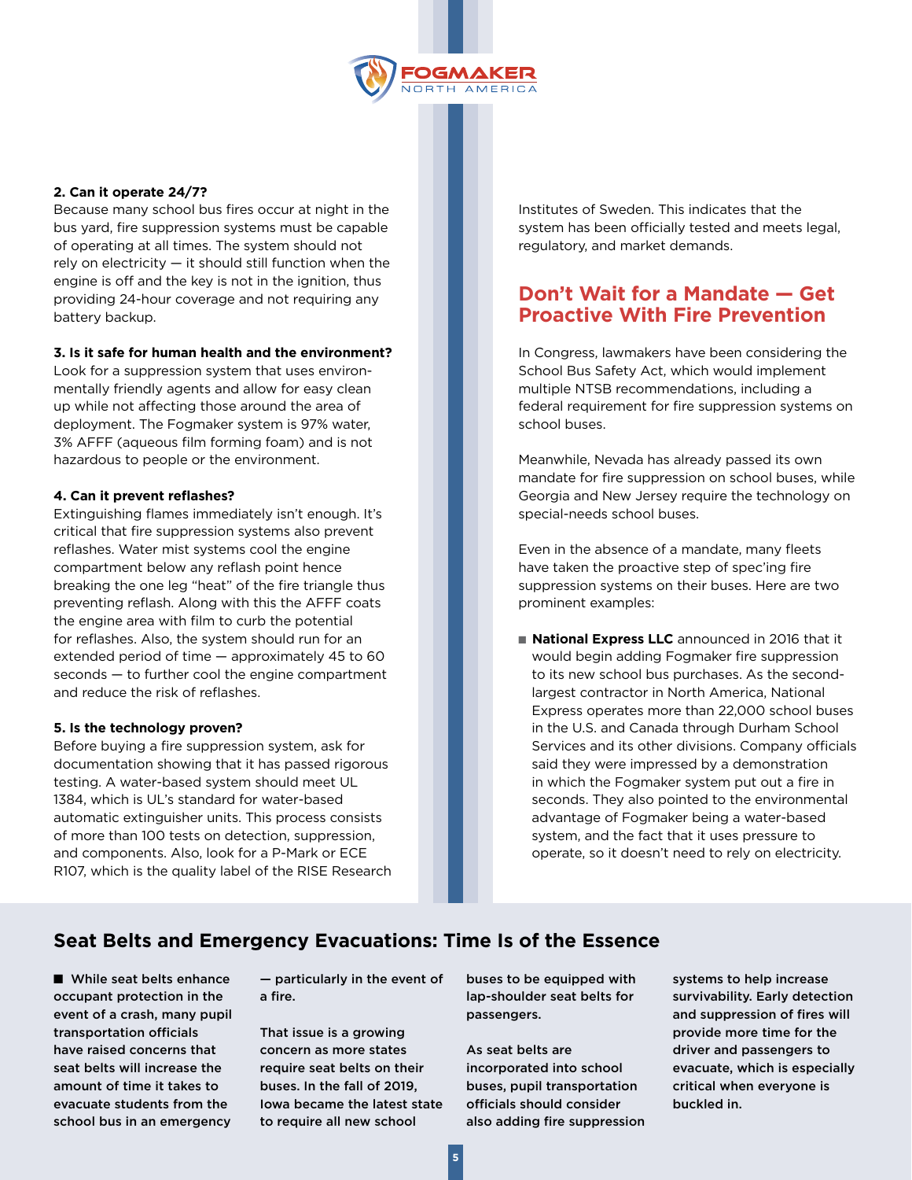**2. Can it operate 24/7?**
Because many school bus fires occur at night in the bus yard, fire suppression systems must be capable of operating at all times. The system should not rely on electricity — it should still function when the engine is off and the key is not in the ignition, thus providing 24-hour coverage and not requiring any battery backup.

**3. Is it safe for human health and the environment?**
Look for a suppression system that uses environmentally friendly agents and allow for easy clean up while not affecting those around the area of deployment. The Fogmaker system is 97% water, 3% AFFF (aqueous film forming foam) and is not hazardous to people or the environment.

**4. Can it prevent reflashes?**
Extinguishing flames immediately isn't enough. It's critical that fire suppression systems also prevent reflashes. Water mist systems cool the engine compartment below any reflash point hence breaking the one leg "heat" of the fire triangle thus preventing reflash. Along with this the AFFF coats the engine area with film to curb the potential for reflashes. Also, the system should run for an extended period of time — approximately 45 to 60 seconds — to further cool the engine compartment and reduce the risk of reflashes.

**5. Is the technology proven?**
Before buying a fire suppression system, ask for documentation showing that it has passed rigorous testing. A water-based system should meet UL 1384, which is UL's standard for water-based automatic extinguisher units. This process consists of more than 100 tests on detection, suppression, and components. Also, look for a P-Mark or ECE R107, which is the quality label of the RISE Research Institutes of Sweden. This indicates that the system has been officially tested and meets legal, regulatory, and market demands.

## Don't Wait for a Mandate — Get Proactive With Fire Prevention

In Congress, lawmakers have been considering the School Bus Safety Act, which would implement multiple NTSB recommendations, including a federal requirement for fire suppression systems on school buses.

Meanwhile, Nevada has already passed its own mandate for fire suppression on school buses, while Georgia and New Jersey require the technology on special-needs school buses.

Even in the absence of a mandate, many fleets have taken the proactive step of spec'ing fire suppression systems on their buses. Here are two prominent examples:

- **National Express LLC** announced in 2016 that it would begin adding Fogmaker fire suppression to its new school bus purchases. As the second-largest contractor in North America, National Express operates more than 22,000 school buses in the U.S. and Canada through Durham School Services and its other divisions. Company officials said they were impressed by a demonstration in which the Fogmaker system put out a fire in seconds. They also pointed to the environmental advantage of Fogmaker being a water-based system, and the fact that it uses pressure to operate, so it doesn't need to rely on electricity.

## Seat Belts and Emergency Evacuations: Time Is of the Essence

**While seat belts enhance occupant protection in the event of a crash, many pupil transportation officials have raised concerns that seat belts will increase the amount of time it takes to evacuate students from the school bus in an emergency — particularly in the event of a fire.**

**That issue is a growing concern as more states require seat belts on their buses. In the fall of 2019, Iowa became the latest state to require all new school buses to be equipped with lap-shoulder seat belts for passengers.**

**As seat belts are incorporated into school buses, pupil transportation officials should consider also adding fire suppression systems to help increase survivability. Early detection and suppression of fires will provide more time for the driver and passengers to evacuate, which is especially critical when everyone is buckled in.**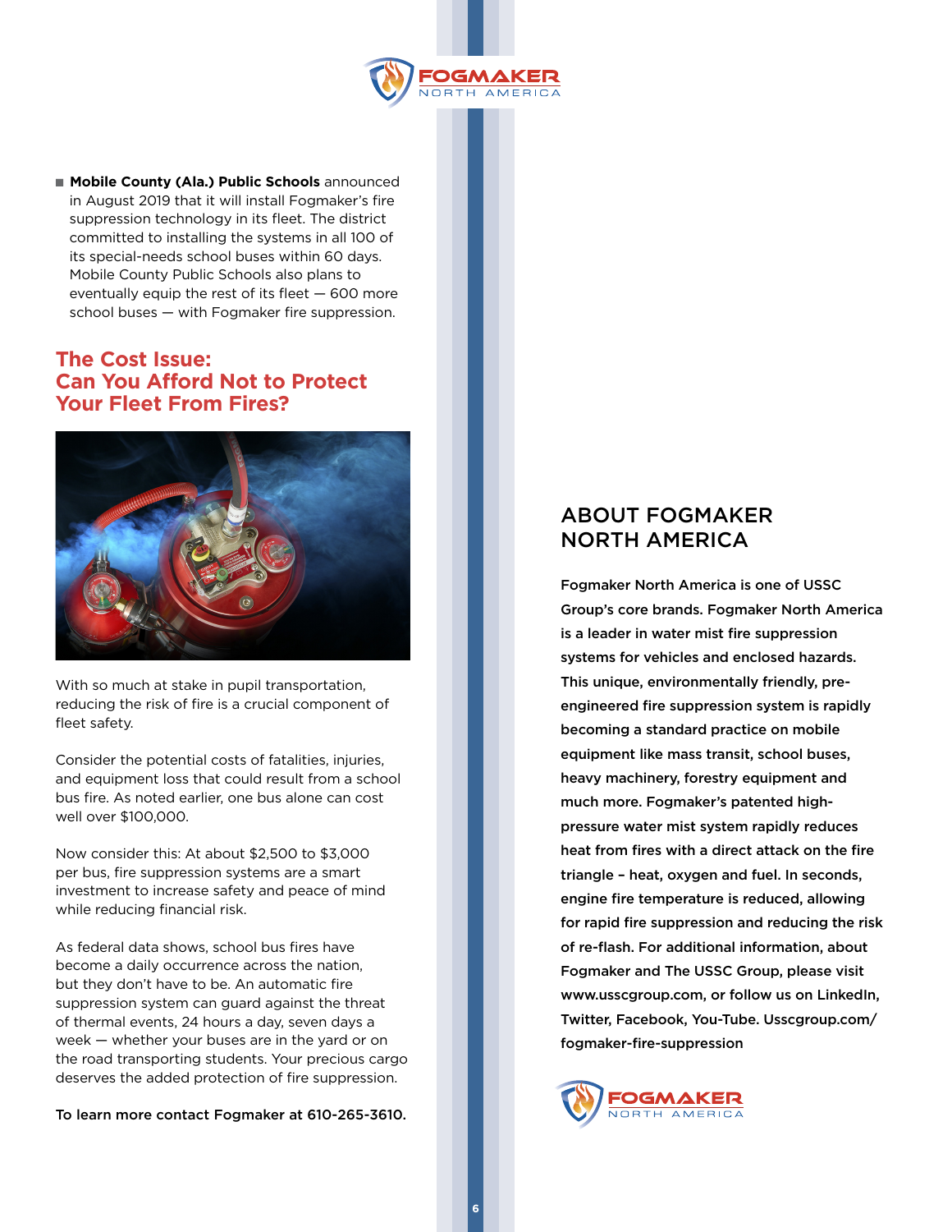- **Mobile County (Ala.) Public Schools** announced in August 2019 that it will install Fogmaker's fire suppression technology in its fleet. The district committed to installing the systems in all 100 of its special-needs school buses within 60 days. Mobile County Public Schools also plans to eventually equip the rest of its fleet — 600 more school buses — with Fogmaker fire suppression.

## The Cost Issue: Can You Afford Not to Protect Your Fleet From Fires?

With so much at stake in pupil transportation, reducing the risk of fire is a crucial component of fleet safety.

Consider the potential costs of fatalities, injuries, and equipment loss that could result from a school bus fire. As noted earlier, one bus alone can cost well over $100,000.

Now consider this: At about $2,500 to $3,000 per bus, fire suppression systems are a smart investment to increase safety and peace of mind while reducing financial risk.

As federal data shows, school bus fires have become a daily occurrence across the nation, but they don't have to be. An automatic fire suppression system can guard against the threat of thermal events, 24 hours a day, seven days a week — whether your buses are in the yard or on the road transporting students. Your precious cargo deserves the added protection of fire suppression.

**To learn more contact Fogmaker at 610-265-3610.**

## ABOUT FOGMAKER NORTH AMERICA

**Fogmaker North America is one of USSC Group's core brands. Fogmaker North America is a leader in water mist fire suppression systems for vehicles and enclosed hazards. This unique, environmentally friendly, pre-engineered fire suppression system is rapidly becoming a standard practice on mobile equipment like mass transit, school buses, heavy machinery, forestry equipment and much more. Fogmaker's patented high-pressure water mist system rapidly reduces heat from fires with a direct attack on the fire triangle – heat, oxygen and fuel. In seconds, engine fire temperature is reduced, allowing for rapid fire suppression and reducing the risk of re-flash. For additional information, about Fogmaker and The USSC Group, please visit www.usscgroup.com, or follow us on LinkedIn, Twitter, Facebook, You-Tube. Usscgroup.com/fogmaker-fire-suppression**